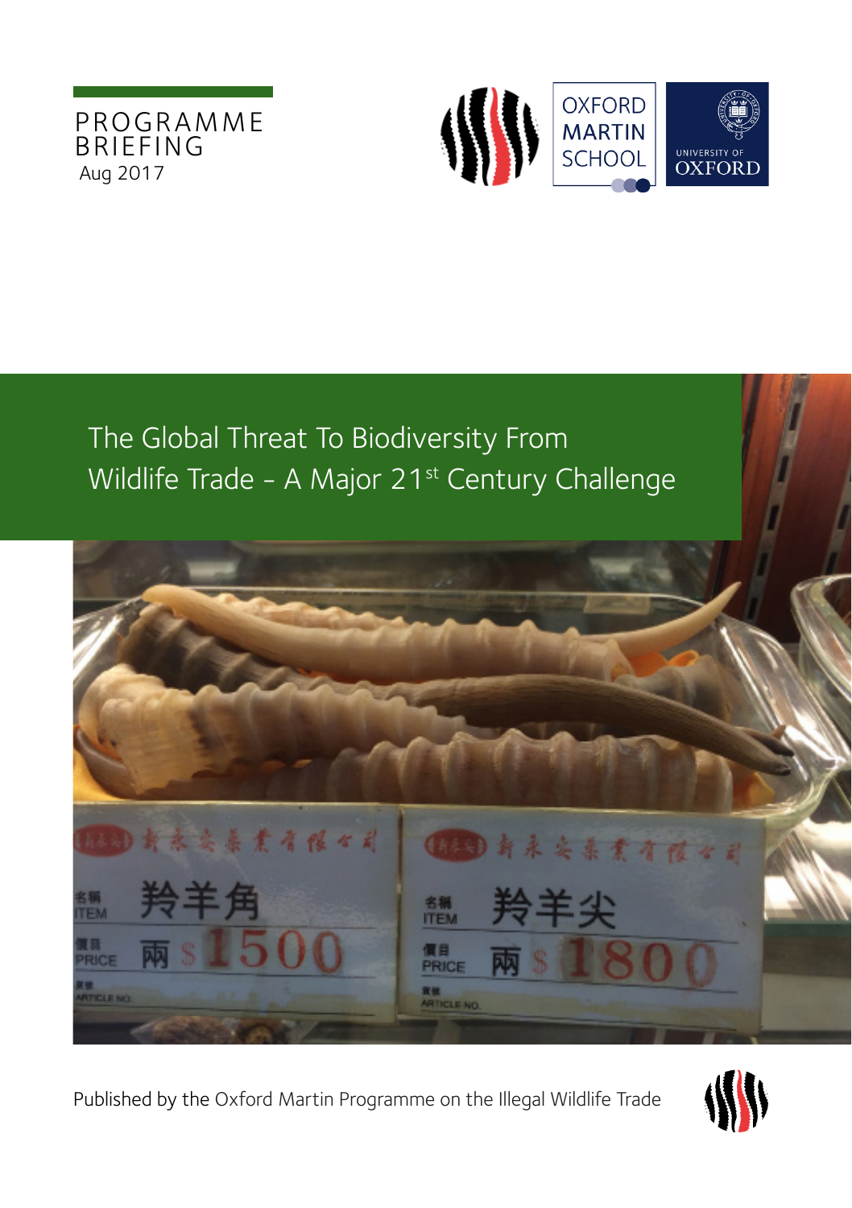PROGRAMME BRIEFING
Aug 2017

OXFORD MARTIN SCHOOL

UNIVERSITY OF OXFORD

# The Global Threat To Biodiversity From Wildlife Trade - A Major 21st Century Challenge

Published by the Oxford Martin Programme on the Illegal Wildlife Trade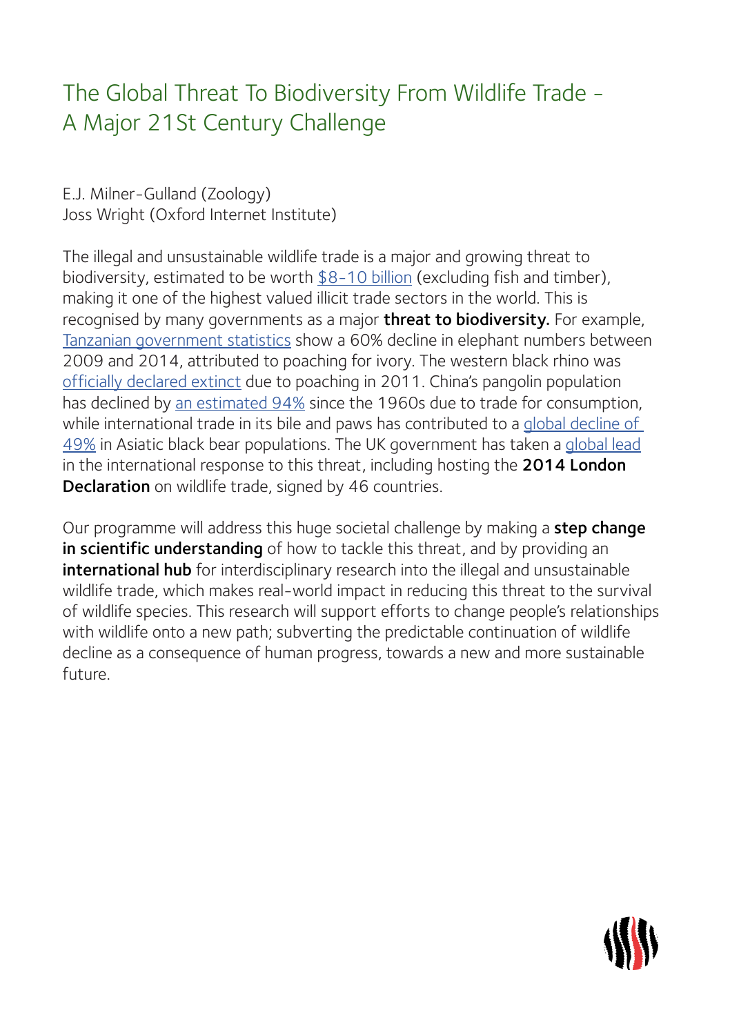# The Global Threat To Biodiversity From Wildlife Trade - A Major 21St Century Challenge

E.J. Milner-Gulland (Zoology)
Joss Wright (Oxford Internet Institute)

The illegal and unsustainable wildlife trade is a major and growing threat to biodiversity, estimated to be worth $8-10 billion (excluding fish and timber), making it one of the highest valued illicit trade sectors in the world. This is recognised by many governments as a major **threat to biodiversity.** For example, Tanzanian government statistics show a 60% decline in elephant numbers between 2009 and 2014, attributed to poaching for ivory. The western black rhino was officially declared extinct due to poaching in 2011. China's pangolin population has declined by an estimated 94% since the 1960s due to trade for consumption, while international trade in its bile and paws has contributed to a global decline of 49% in Asiatic black bear populations. The UK government has taken a global lead in the international response to this threat, including hosting the **2014 London Declaration** on wildlife trade, signed by 46 countries.

Our programme will address this huge societal challenge by making a **step change in scientific understanding** of how to tackle this threat, and by providing an **international hub** for interdisciplinary research into the illegal and unsustainable wildlife trade, which makes real-world impact in reducing this threat to the survival of wildlife species. This research will support efforts to change people's relationships with wildlife onto a new path; subverting the predictable continuation of wildlife decline as a consequence of human progress, towards a new and more sustainable future.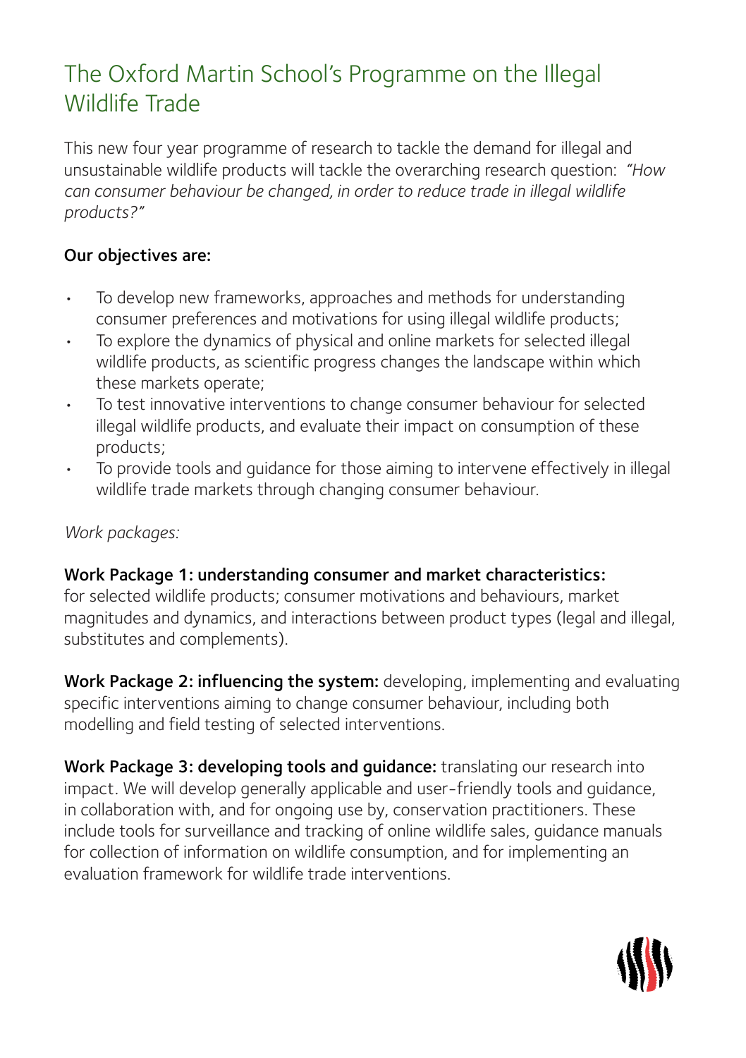# The Oxford Martin School's Programme on the Illegal Wildlife Trade

This new four year programme of research to tackle the demand for illegal and unsustainable wildlife products will tackle the overarching research question: *"How can consumer behaviour be changed, in order to reduce trade in illegal wildlife products?"*

**Our objectives are:**

- To develop new frameworks, approaches and methods for understanding consumer preferences and motivations for using illegal wildlife products;
- To explore the dynamics of physical and online markets for selected illegal wildlife products, as scientific progress changes the landscape within which these markets operate;
- To test innovative interventions to change consumer behaviour for selected illegal wildlife products, and evaluate their impact on consumption of these products;
- To provide tools and guidance for those aiming to intervene effectively in illegal wildlife trade markets through changing consumer behaviour.

*Work packages:*

**Work Package 1: understanding consumer and market characteristics:** for selected wildlife products; consumer motivations and behaviours, market magnitudes and dynamics, and interactions between product types (legal and illegal, substitutes and complements).

**Work Package 2: influencing the system:** developing, implementing and evaluating specific interventions aiming to change consumer behaviour, including both modelling and field testing of selected interventions.

**Work Package 3: developing tools and guidance:** translating our research into impact. We will develop generally applicable and user-friendly tools and guidance, in collaboration with, and for ongoing use by, conservation practitioners. These include tools for surveillance and tracking of online wildlife sales, guidance manuals for collection of information on wildlife consumption, and for implementing an evaluation framework for wildlife trade interventions.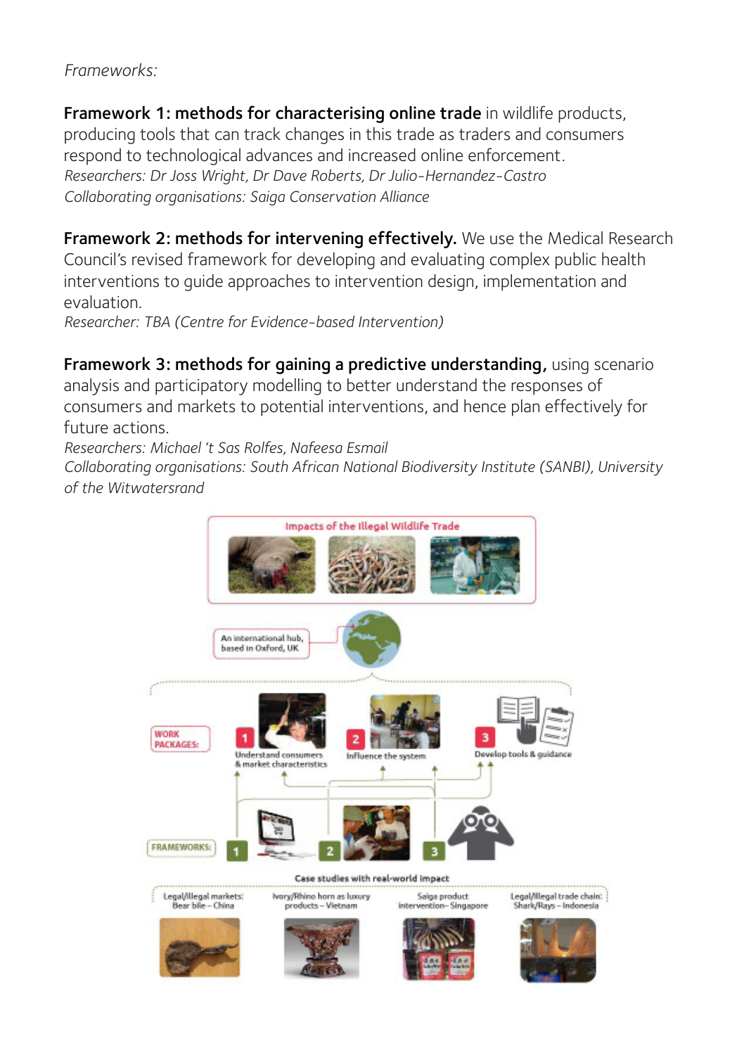*Frameworks:*

**Framework 1: methods for characterising online trade** in wildlife products, producing tools that can track changes in this trade as traders and consumers respond to technological advances and increased online enforcement.
*Researchers: Dr Joss Wright, Dr Dave Roberts, Dr Julio-Hernandez-Castro*
*Collaborating organisations: Saiga Conservation Alliance*

**Framework 2: methods for intervening effectively.** We use the Medical Research Council's revised framework for developing and evaluating complex public health interventions to guide approaches to intervention design, implementation and evaluation.
*Researcher: TBA (Centre for Evidence-based Intervention)*

**Framework 3: methods for gaining a predictive understanding,** using scenario analysis and participatory modelling to better understand the responses of consumers and markets to potential interventions, and hence plan effectively for future actions.
*Researchers: Michael 't Sas Rolfes, Nafeesa Esmail*
*Collaborating organisations: South African National Biodiversity Institute (SANBI), University of the Witwatersrand*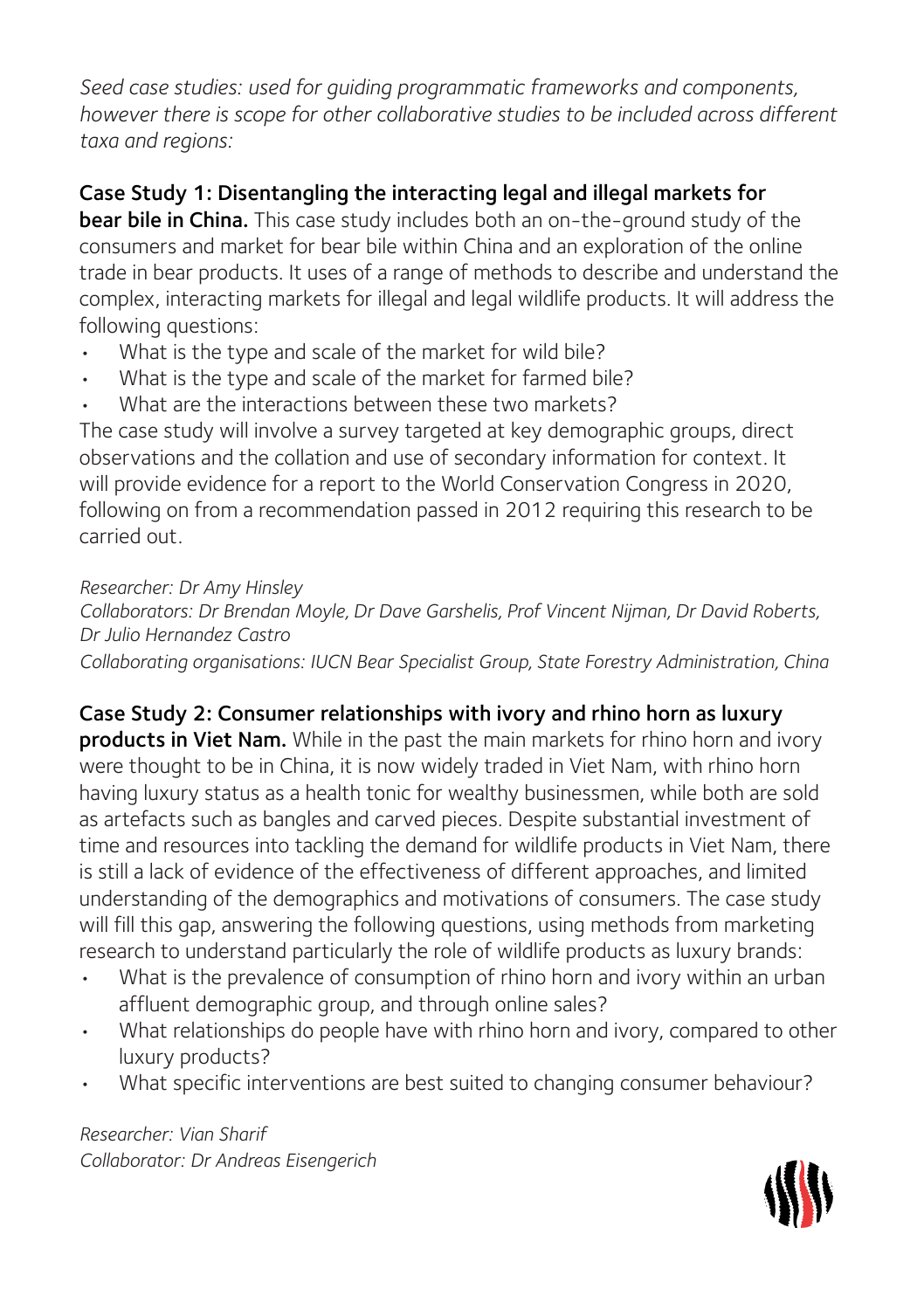*Seed case studies: used for guiding programmatic frameworks and components, however there is scope for other collaborative studies to be included across different taxa and regions:*

**Case Study 1: Disentangling the interacting legal and illegal markets for bear bile in China.** This case study includes both an on-the-ground study of the consumers and market for bear bile within China and an exploration of the online trade in bear products. It uses of a range of methods to describe and understand the complex, interacting markets for illegal and legal wildlife products. It will address the following questions:

- What is the type and scale of the market for wild bile?
- What is the type and scale of the market for farmed bile?
- What are the interactions between these two markets?

The case study will involve a survey targeted at key demographic groups, direct observations and the collation and use of secondary information for context. It will provide evidence for a report to the World Conservation Congress in 2020, following on from a recommendation passed in 2012 requiring this research to be carried out.

*Researcher: Dr Amy Hinsley*
*Collaborators: Dr Brendan Moyle, Dr Dave Garshelis, Prof Vincent Nijman, Dr David Roberts, Dr Julio Hernandez Castro*
*Collaborating organisations: IUCN Bear Specialist Group, State Forestry Administration, China*

**Case Study 2: Consumer relationships with ivory and rhino horn as luxury products in Viet Nam.** While in the past the main markets for rhino horn and ivory were thought to be in China, it is now widely traded in Viet Nam, with rhino horn having luxury status as a health tonic for wealthy businessmen, while both are sold as artefacts such as bangles and carved pieces. Despite substantial investment of time and resources into tackling the demand for wildlife products in Viet Nam, there is still a lack of evidence of the effectiveness of different approaches, and limited understanding of the demographics and motivations of consumers. The case study will fill this gap, answering the following questions, using methods from marketing research to understand particularly the role of wildlife products as luxury brands:

- What is the prevalence of consumption of rhino horn and ivory within an urban affluent demographic group, and through online sales?
- What relationships do people have with rhino horn and ivory, compared to other luxury products?
- What specific interventions are best suited to changing consumer behaviour?

*Researcher: Vian Sharif*
*Collaborator: Dr Andreas Eisengerich*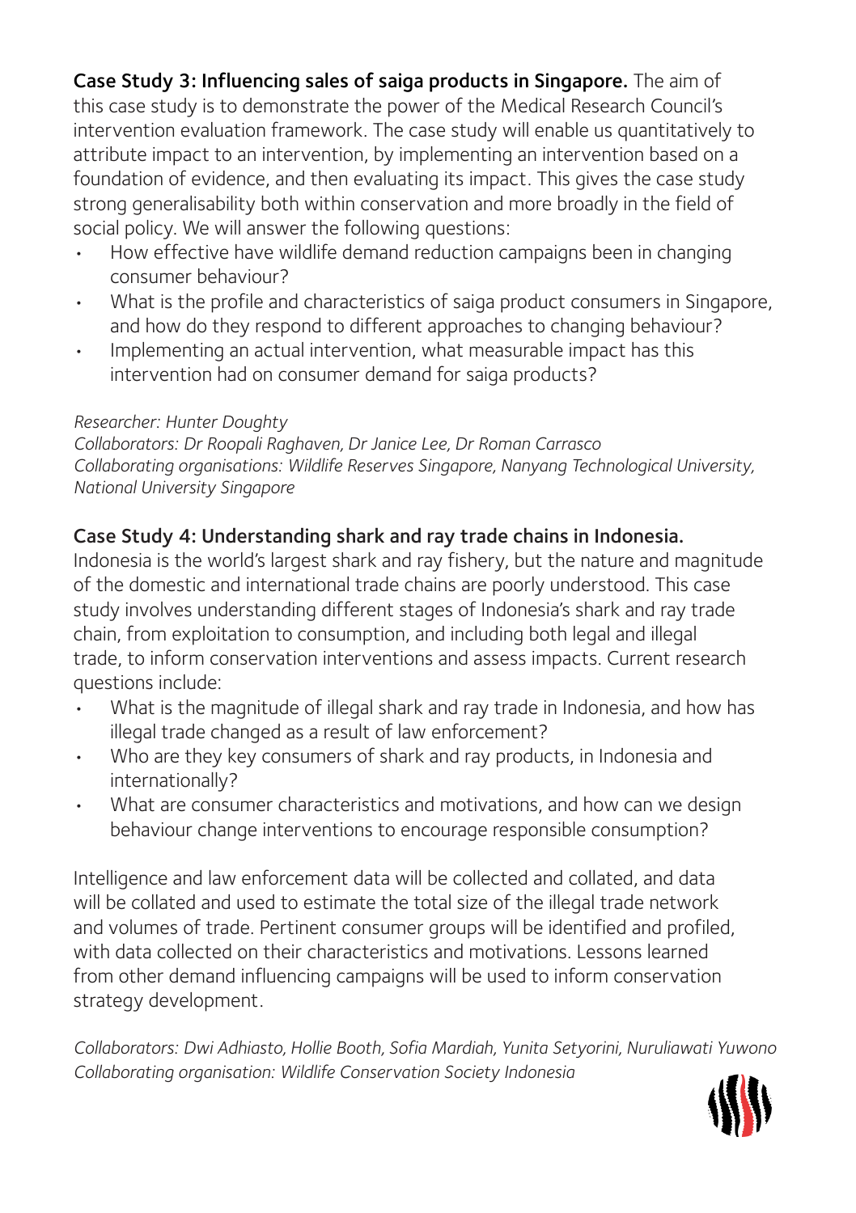**Case Study 3: Influencing sales of saiga products in Singapore.** The aim of this case study is to demonstrate the power of the Medical Research Council's intervention evaluation framework. The case study will enable us quantitatively to attribute impact to an intervention, by implementing an intervention based on a foundation of evidence, and then evaluating its impact. This gives the case study strong generalisability both within conservation and more broadly in the field of social policy. We will answer the following questions:

- How effective have wildlife demand reduction campaigns been in changing consumer behaviour?
- What is the profile and characteristics of saiga product consumers in Singapore, and how do they respond to different approaches to changing behaviour?
- Implementing an actual intervention, what measurable impact has this intervention had on consumer demand for saiga products?

*Researcher: Hunter Doughty*
*Collaborators: Dr Roopali Raghaven, Dr Janice Lee, Dr Roman Carrasco*
*Collaborating organisations: Wildlife Reserves Singapore, Nanyang Technological University, National University Singapore*

**Case Study 4: Understanding shark and ray trade chains in Indonesia.**
Indonesia is the world's largest shark and ray fishery, but the nature and magnitude of the domestic and international trade chains are poorly understood. This case study involves understanding different stages of Indonesia's shark and ray trade chain, from exploitation to consumption, and including both legal and illegal trade, to inform conservation interventions and assess impacts. Current research questions include:

- What is the magnitude of illegal shark and ray trade in Indonesia, and how has illegal trade changed as a result of law enforcement?
- Who are they key consumers of shark and ray products, in Indonesia and internationally?
- What are consumer characteristics and motivations, and how can we design behaviour change interventions to encourage responsible consumption?

Intelligence and law enforcement data will be collected and collated, and data will be collated and used to estimate the total size of the illegal trade network and volumes of trade. Pertinent consumer groups will be identified and profiled, with data collected on their characteristics and motivations. Lessons learned from other demand influencing campaigns will be used to inform conservation strategy development.

*Collaborators: Dwi Adhiasto, Hollie Booth, Sofia Mardiah, Yunita Setyorini, Nuruliawati Yuwono*
*Collaborating organisation: Wildlife Conservation Society Indonesia*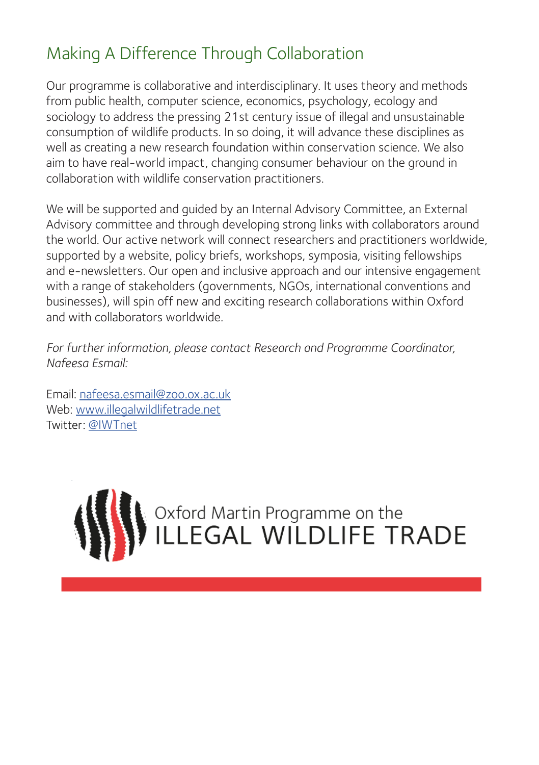## Making A Difference Through Collaboration

Our programme is collaborative and interdisciplinary. It uses theory and methods from public health, computer science, economics, psychology, ecology and sociology to address the pressing 21st century issue of illegal and unsustainable consumption of wildlife products. In so doing, it will advance these disciplines as well as creating a new research foundation within conservation science. We also aim to have real-world impact, changing consumer behaviour on the ground in collaboration with wildlife conservation practitioners.

We will be supported and guided by an Internal Advisory Committee, an External Advisory committee and through developing strong links with collaborators around the world. Our active network will connect researchers and practitioners worldwide, supported by a website, policy briefs, workshops, symposia, visiting fellowships and e-newsletters. Our open and inclusive approach and our intensive engagement with a range of stakeholders (governments, NGOs, international conventions and businesses), will spin off new and exciting research collaborations within Oxford and with collaborators worldwide.

*For further information, please contact Research and Programme Coordinator, Nafeesa Esmail:*

Email: nafeesa.esmail@zoo.ox.ac.uk
Web: www.illegalwildlifetrade.net
Twitter: @IWTnet

Oxford Martin Programme on the
ILLEGAL WILDLIFE TRADE